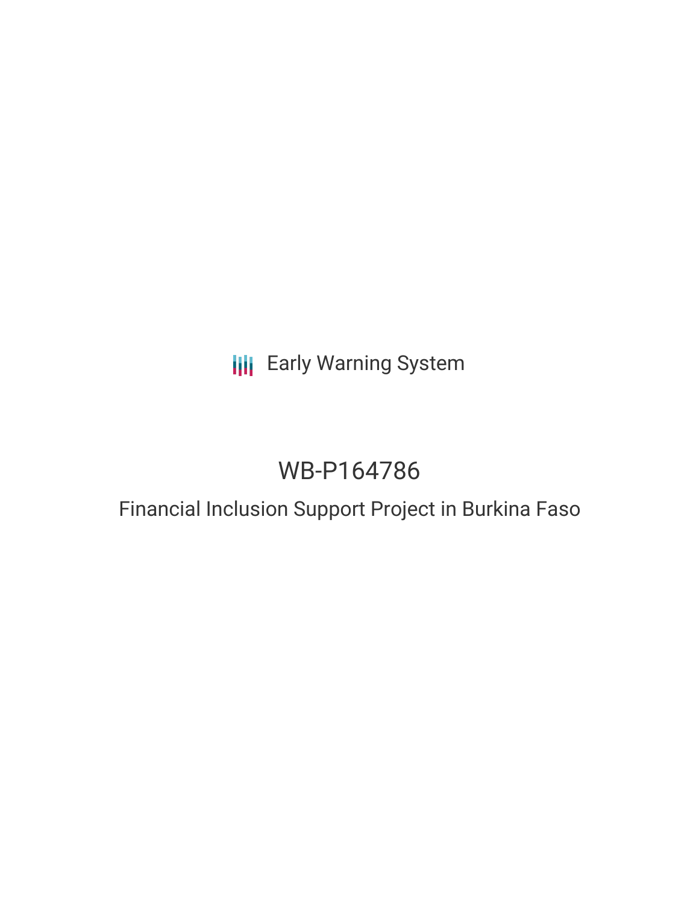Early Warning System

# WB-P164786

## Financial Inclusion Support Project in Burkina Faso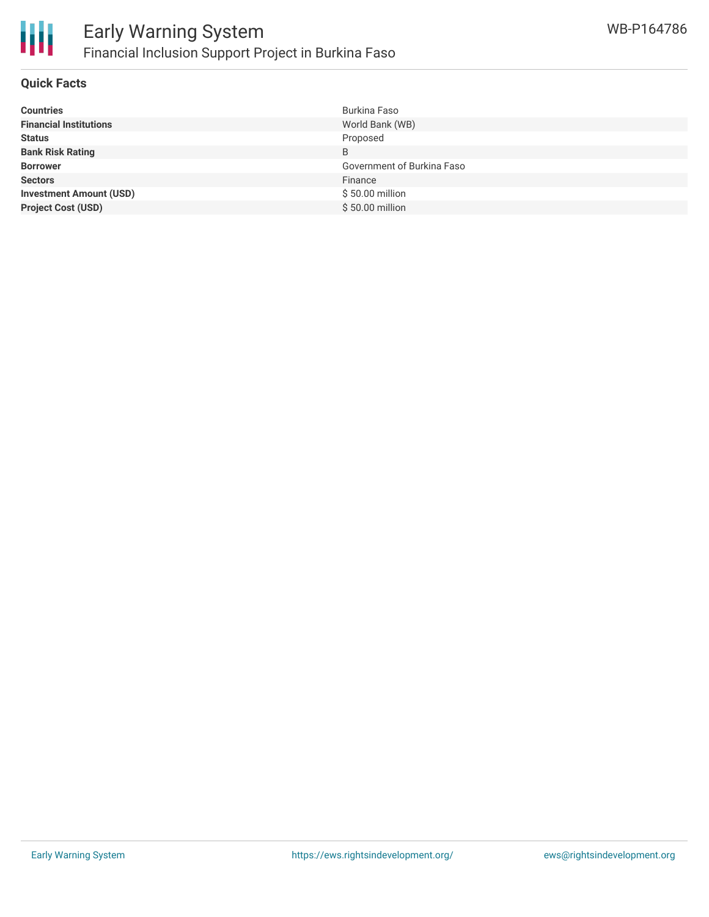## Quick Facts

| | |
|---|---|
| **Countries** | Burkina Faso |
| **Financial Institutions** | World Bank (WB) |
| **Status** | Proposed |
| **Bank Risk Rating** | B |
| **Borrower** | Government of Burkina Faso |
| **Sectors** | Finance |
| **Investment Amount (USD)** | $ 50.00 million |
| **Project Cost (USD)** | $ 50.00 million |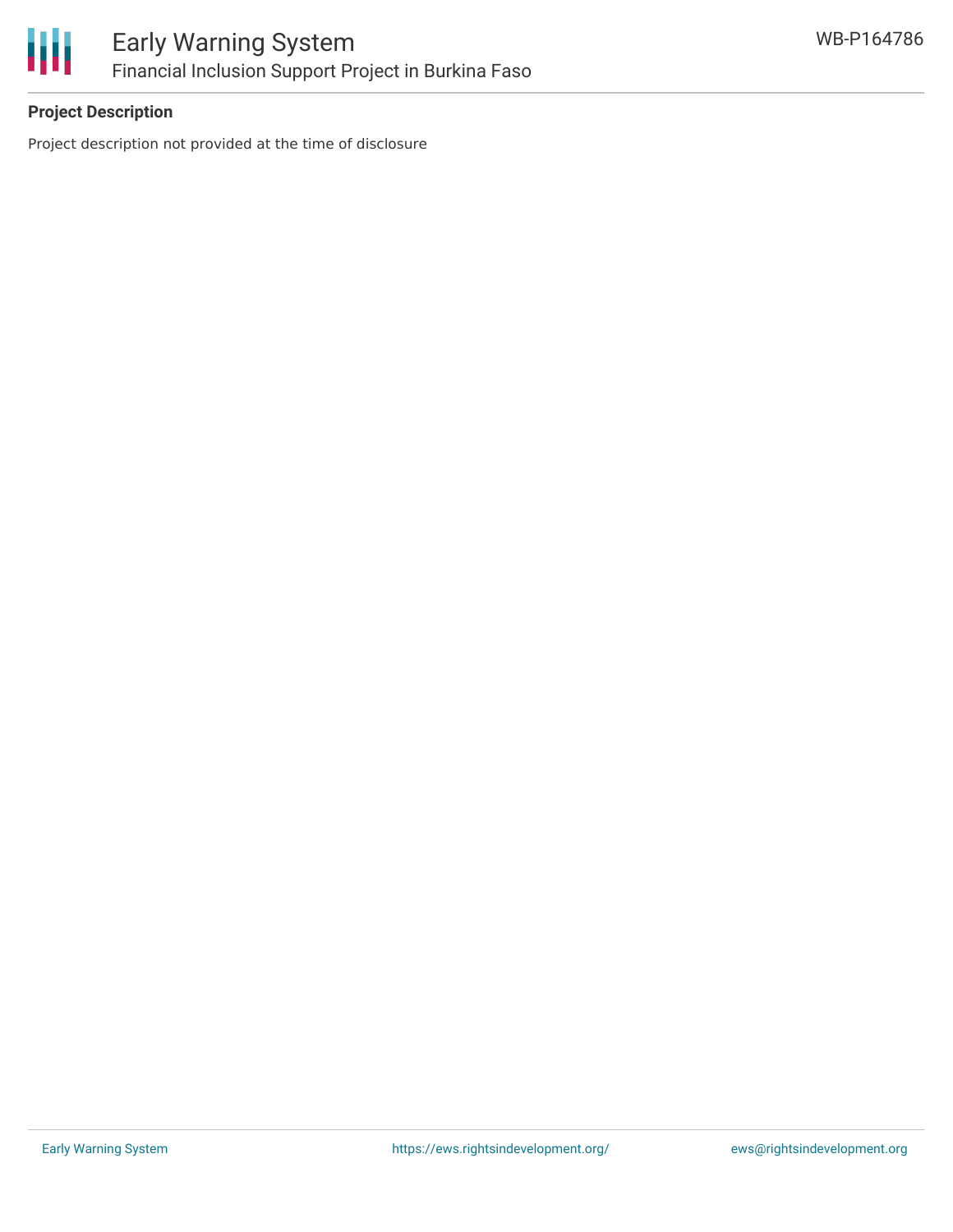**Project Description**

Project description not provided at the time of disclosure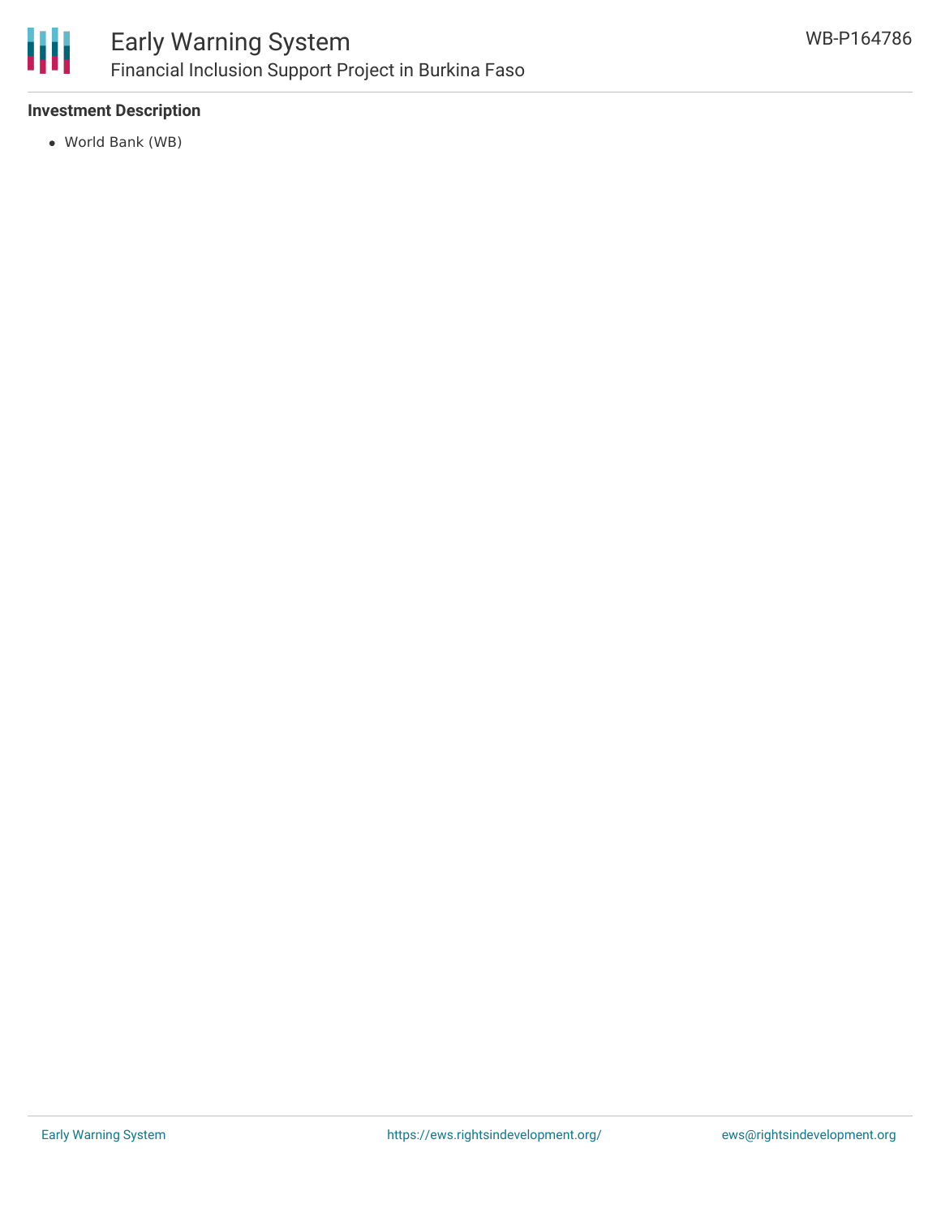**Investment Description**

- World Bank (WB)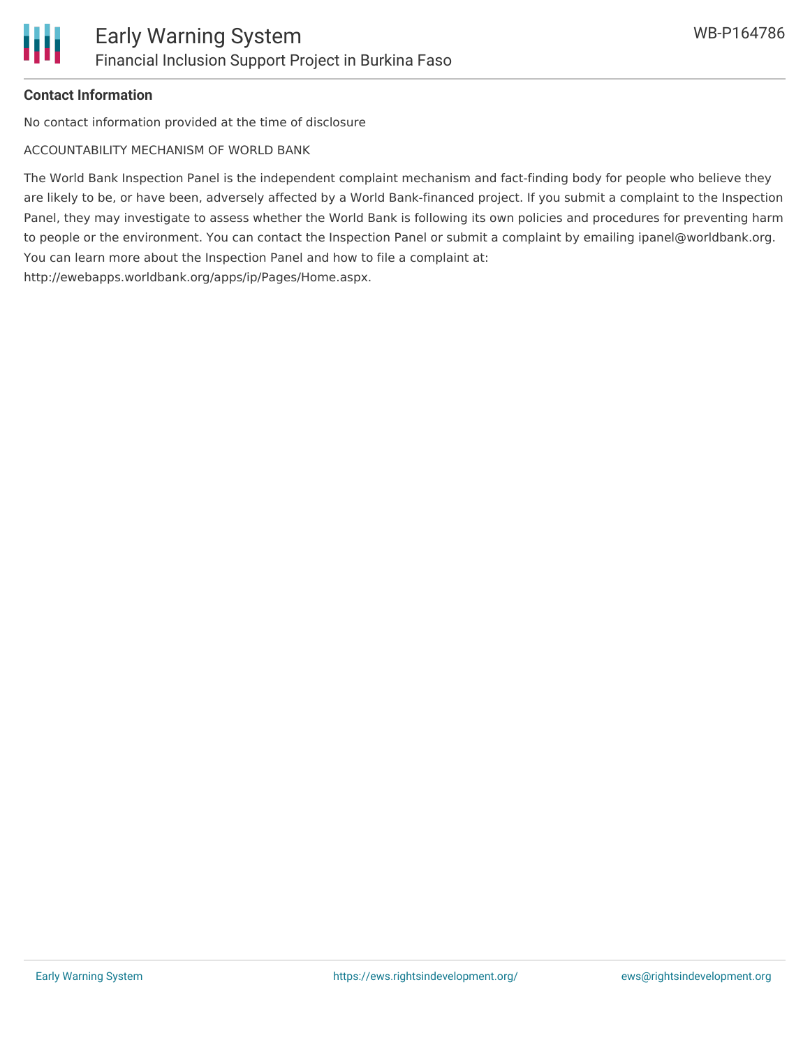**Contact Information**

No contact information provided at the time of disclosure

ACCOUNTABILITY MECHANISM OF WORLD BANK

The World Bank Inspection Panel is the independent complaint mechanism and fact-finding body for people who believe they are likely to be, or have been, adversely affected by a World Bank-financed project. If you submit a complaint to the Inspection Panel, they may investigate to assess whether the World Bank is following its own policies and procedures for preventing harm to people or the environment. You can contact the Inspection Panel or submit a complaint by emailing ipanel@worldbank.org. You can learn more about the Inspection Panel and how to file a complaint at: http://ewebapps.worldbank.org/apps/ip/Pages/Home.aspx.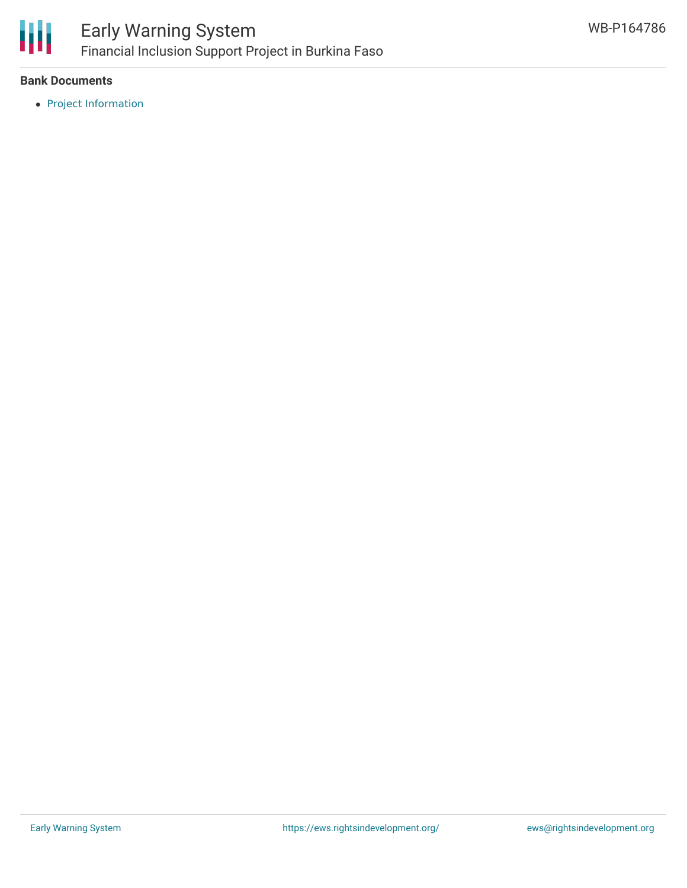**Bank Documents**

- Project Information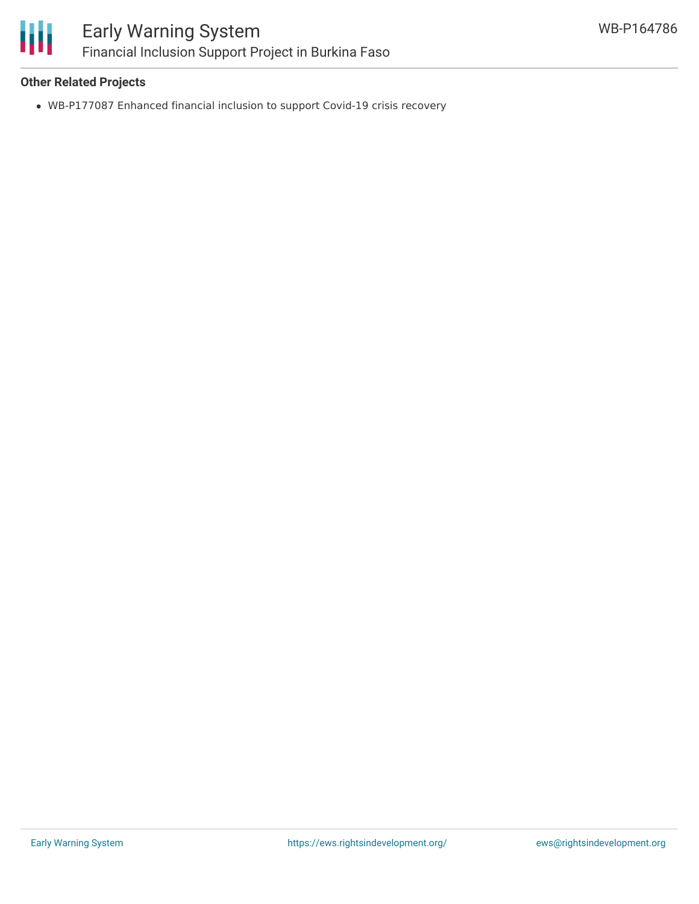**Other Related Projects**

- WB-P177087 Enhanced financial inclusion to support Covid-19 crisis recovery